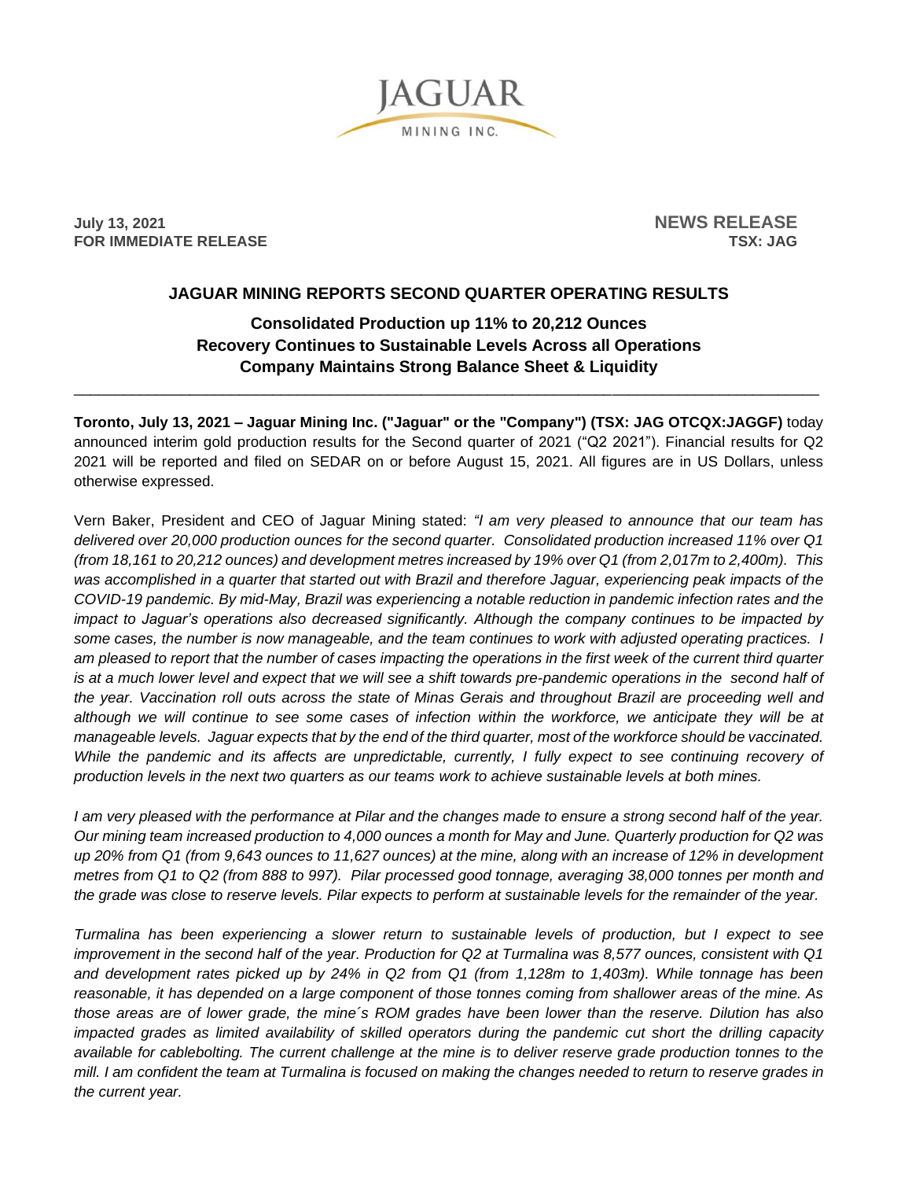JAGUAR MINING INC.

**July 13, 2021**
**FOR IMMEDIATE RELEASE**

**NEWS RELEASE**
**TSX: JAG**

# JAGUAR MINING REPORTS SECOND QUARTER OPERATING RESULTS

## Consolidated Production up 11% to 20,212 Ounces
## Recovery Continues to Sustainable Levels Across all Operations
## Company Maintains Strong Balance Sheet & Liquidity

---

**Toronto, July 13, 2021 – Jaguar Mining Inc. ("Jaguar" or the "Company") (TSX: JAG OTCQX:JAGGF)** today announced interim gold production results for the Second quarter of 2021 ("Q2 2021"). Financial results for Q2 2021 will be reported and filed on SEDAR on or before August 15, 2021. All figures are in US Dollars, unless otherwise expressed.

Vern Baker, President and CEO of Jaguar Mining stated: *"I am very pleased to announce that our team has delivered over 20,000 production ounces for the second quarter. Consolidated production increased 11% over Q1 (from 18,161 to 20,212 ounces) and development metres increased by 19% over Q1 (from 2,017m to 2,400m). This was accomplished in a quarter that started out with Brazil and therefore Jaguar, experiencing peak impacts of the COVID-19 pandemic. By mid-May, Brazil was experiencing a notable reduction in pandemic infection rates and the impact to Jaguar's operations also decreased significantly. Although the company continues to be impacted by some cases, the number is now manageable, and the team continues to work with adjusted operating practices. I am pleased to report that the number of cases impacting the operations in the first week of the current third quarter is at a much lower level and expect that we will see a shift towards pre-pandemic operations in the second half of the year. Vaccination roll outs across the state of Minas Gerais and throughout Brazil are proceeding well and although we will continue to see some cases of infection within the workforce, we anticipate they will be at manageable levels. Jaguar expects that by the end of the third quarter, most of the workforce should be vaccinated. While the pandemic and its affects are unpredictable, currently, I fully expect to see continuing recovery of production levels in the next two quarters as our teams work to achieve sustainable levels at both mines.*

*I am very pleased with the performance at Pilar and the changes made to ensure a strong second half of the year. Our mining team increased production to 4,000 ounces a month for May and June. Quarterly production for Q2 was up 20% from Q1 (from 9,643 ounces to 11,627 ounces) at the mine, along with an increase of 12% in development metres from Q1 to Q2 (from 888 to 997). Pilar processed good tonnage, averaging 38,000 tonnes per month and the grade was close to reserve levels. Pilar expects to perform at sustainable levels for the remainder of the year.*

*Turmalina has been experiencing a slower return to sustainable levels of production, but I expect to see improvement in the second half of the year. Production for Q2 at Turmalina was 8,577 ounces, consistent with Q1 and development rates picked up by 24% in Q2 from Q1 (from 1,128m to 1,403m). While tonnage has been reasonable, it has depended on a large component of those tonnes coming from shallower areas of the mine. As those areas are of lower grade, the mine´s ROM grades have been lower than the reserve. Dilution has also impacted grades as limited availability of skilled operators during the pandemic cut short the drilling capacity available for cablebolting. The current challenge at the mine is to deliver reserve grade production tonnes to the mill. I am confident the team at Turmalina is focused on making the changes needed to return to reserve grades in the current year.*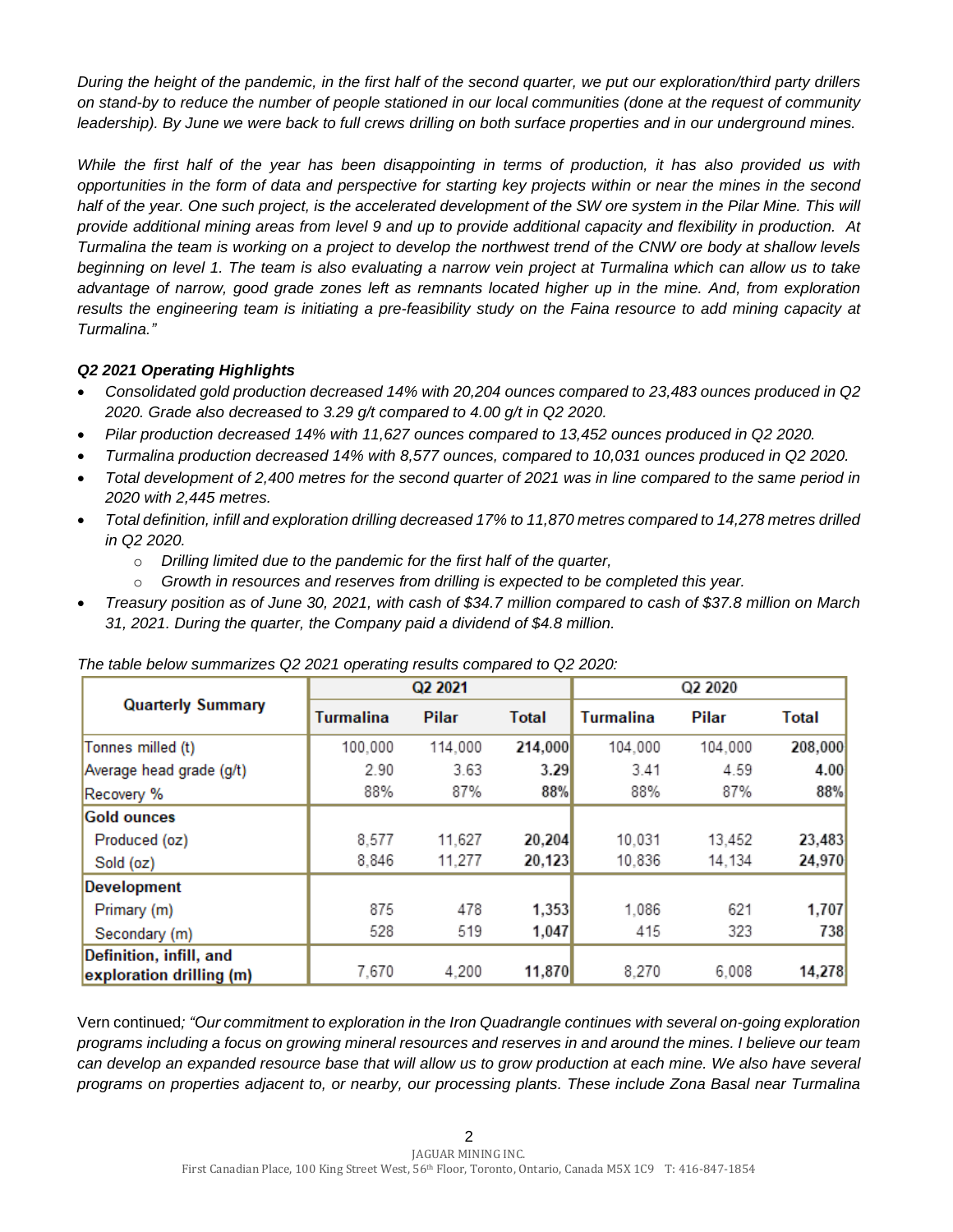*During the height of the pandemic, in the first half of the second quarter, we put our exploration/third party drillers on stand-by to reduce the number of people stationed in our local communities (done at the request of community leadership). By June we were back to full crews drilling on both surface properties and in our underground mines.*

*While the first half of the year has been disappointing in terms of production, it has also provided us with opportunities in the form of data and perspective for starting key projects within or near the mines in the second half of the year. One such project, is the accelerated development of the SW ore system in the Pilar Mine. This will provide additional mining areas from level 9 and up to provide additional capacity and flexibility in production. At Turmalina the team is working on a project to develop the northwest trend of the CNW ore body at shallow levels beginning on level 1. The team is also evaluating a narrow vein project at Turmalina which can allow us to take advantage of narrow, good grade zones left as remnants located higher up in the mine. And, from exploration results the engineering team is initiating a pre-feasibility study on the Faina resource to add mining capacity at Turmalina."*

***Q2 2021 Operating Highlights***

- *Consolidated gold production decreased 14% with 20,204 ounces compared to 23,483 ounces produced in Q2 2020. Grade also decreased to 3.29 g/t compared to 4.00 g/t in Q2 2020.*
- *Pilar production decreased 14% with 11,627 ounces compared to 13,452 ounces produced in Q2 2020.*
- *Turmalina production decreased 14% with 8,577 ounces, compared to 10,031 ounces produced in Q2 2020.*
- *Total development of 2,400 metres for the second quarter of 2021 was in line compared to the same period in 2020 with 2,445 metres.*
- *Total definition, infill and exploration drilling decreased 17% to 11,870 metres compared to 14,278 metres drilled in Q2 2020.*
  - *Drilling limited due to the pandemic for the first half of the quarter,*
  - *Growth in resources and reserves from drilling is expected to be completed this year.*
- *Treasury position as of June 30, 2021, with cash of $34.7 million compared to cash of $37.8 million on March 31, 2021. During the quarter, the Company paid a dividend of $4.8 million.*

*The table below summarizes Q2 2021 operating results compared to Q2 2020:*

| Quarterly Summary | Q2 2021 | | | Q2 2020 | | |
|---|---|---|---|---|---|---|
| | Turmalina | Pilar | Total | Turmalina | Pilar | Total |
| Tonnes milled (t) | 100,000 | 114,000 | **214,000** | 104,000 | 104,000 | **208,000** |
| Average head grade (g/t) | 2.90 | 3.63 | **3.29** | 3.41 | 4.59 | **4.00** |
| Recovery % | 88% | 87% | **88%** | 88% | 87% | **88%** |
| **Gold ounces** | | | | | | |
| Produced (oz) | 8,577 | 11,627 | **20,204** | 10,031 | 13,452 | **23,483** |
| Sold (oz) | 8,846 | 11,277 | **20,123** | 10,836 | 14,134 | **24,970** |
| **Development** | | | | | | |
| Primary (m) | 875 | 478 | **1,353** | 1,086 | 621 | **1,707** |
| Secondary (m) | 528 | 519 | **1,047** | 415 | 323 | **738** |
| **Definition, infill, and exploration drilling (m)** | 7,670 | 4,200 | **11,870** | 8,270 | 6,008 | **14,278** |

Vern continued*; "Our commitment to exploration in the Iron Quadrangle continues with several on-going exploration programs including a focus on growing mineral resources and reserves in and around the mines. I believe our team can develop an expanded resource base that will allow us to grow production at each mine. We also have several programs on properties adjacent to, or nearby, our processing plants. These include Zona Basal near Turmalina*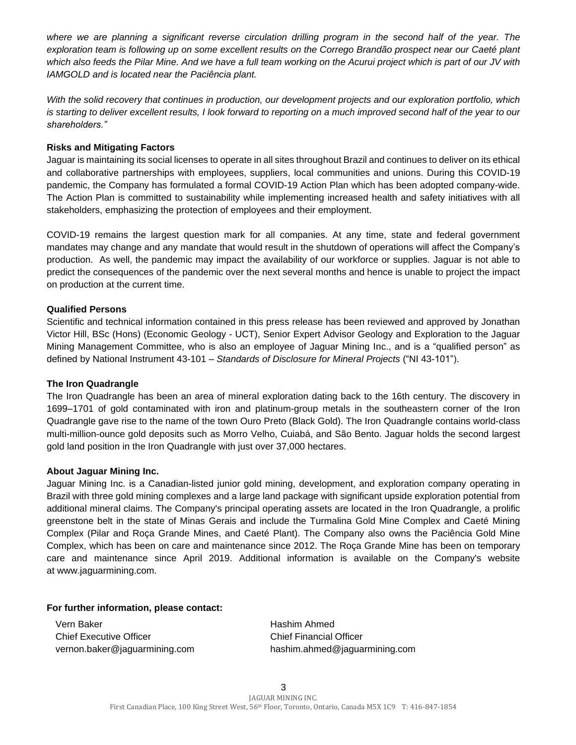*where we are planning a significant reverse circulation drilling program in the second half of the year. The exploration team is following up on some excellent results on the Corrego Brandão prospect near our Caeté plant which also feeds the Pilar Mine. And we have a full team working on the Acurui project which is part of our JV with IAMGOLD and is located near the Paciência plant.*

*With the solid recovery that continues in production, our development projects and our exploration portfolio, which is starting to deliver excellent results, I look forward to reporting on a much improved second half of the year to our shareholders."*

**Risks and Mitigating Factors**

Jaguar is maintaining its social licenses to operate in all sites throughout Brazil and continues to deliver on its ethical and collaborative partnerships with employees, suppliers, local communities and unions. During this COVID-19 pandemic, the Company has formulated a formal COVID-19 Action Plan which has been adopted company-wide. The Action Plan is committed to sustainability while implementing increased health and safety initiatives with all stakeholders, emphasizing the protection of employees and their employment.

COVID-19 remains the largest question mark for all companies. At any time, state and federal government mandates may change and any mandate that would result in the shutdown of operations will affect the Company's production. As well, the pandemic may impact the availability of our workforce or supplies. Jaguar is not able to predict the consequences of the pandemic over the next several months and hence is unable to project the impact on production at the current time.

**Qualified Persons**

Scientific and technical information contained in this press release has been reviewed and approved by Jonathan Victor Hill, BSc (Hons) (Economic Geology - UCT), Senior Expert Advisor Geology and Exploration to the Jaguar Mining Management Committee, who is also an employee of Jaguar Mining Inc., and is a "qualified person" as defined by National Instrument 43-101 – *Standards of Disclosure for Mineral Projects* ("NI 43-101").

**The Iron Quadrangle**

The Iron Quadrangle has been an area of mineral exploration dating back to the 16th century. The discovery in 1699–1701 of gold contaminated with iron and platinum-group metals in the southeastern corner of the Iron Quadrangle gave rise to the name of the town Ouro Preto (Black Gold). The Iron Quadrangle contains world-class multi-million-ounce gold deposits such as Morro Velho, Cuiabá, and São Bento. Jaguar holds the second largest gold land position in the Iron Quadrangle with just over 37,000 hectares.

**About Jaguar Mining Inc.**

Jaguar Mining Inc. is a Canadian-listed junior gold mining, development, and exploration company operating in Brazil with three gold mining complexes and a large land package with significant upside exploration potential from additional mineral claims. The Company's principal operating assets are located in the Iron Quadrangle, a prolific greenstone belt in the state of Minas Gerais and include the Turmalina Gold Mine Complex and Caeté Mining Complex (Pilar and Roça Grande Mines, and Caeté Plant). The Company also owns the Paciência Gold Mine Complex, which has been on care and maintenance since 2012. The Roça Grande Mine has been on temporary care and maintenance since April 2019. Additional information is available on the Company's website at www.jaguarmining.com.

**For further information, please contact:**

Vern Baker
Chief Executive Officer
vernon.baker@jaguarmining.com

Hashim Ahmed
Chief Financial Officer
hashim.ahmed@jaguarmining.com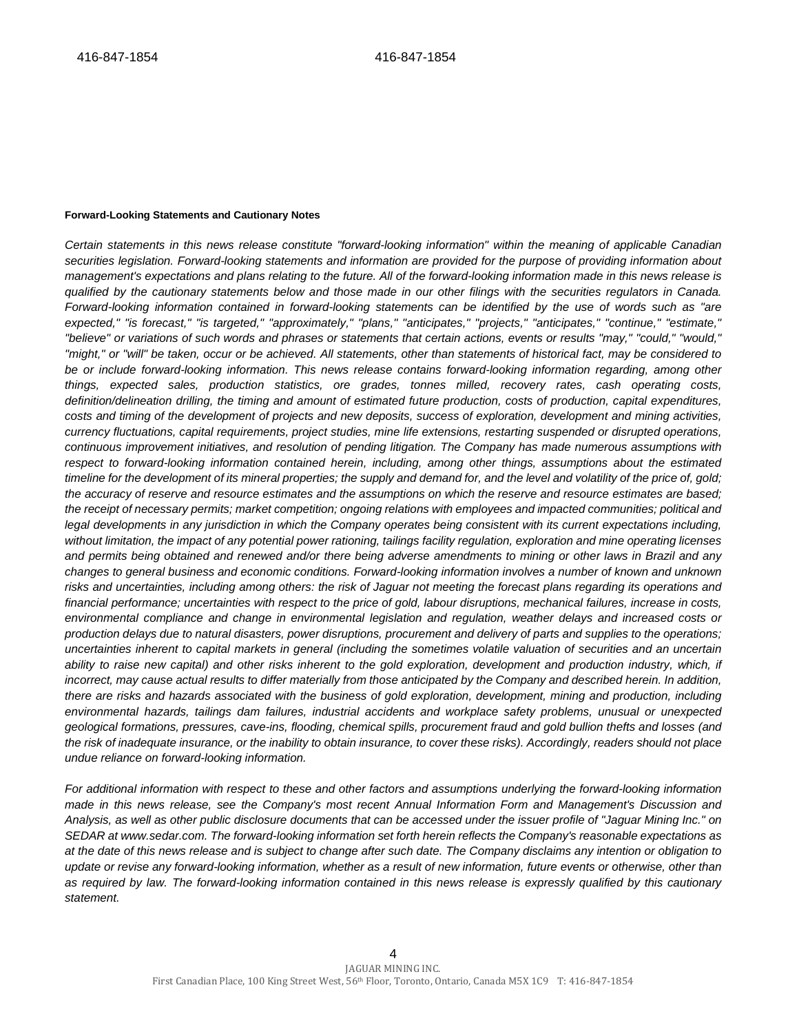416-847-1854 416-847-1854

**Forward-Looking Statements and Cautionary Notes**

*Certain statements in this news release constitute "forward-looking information" within the meaning of applicable Canadian securities legislation. Forward-looking statements and information are provided for the purpose of providing information about management's expectations and plans relating to the future. All of the forward-looking information made in this news release is qualified by the cautionary statements below and those made in our other filings with the securities regulators in Canada. Forward-looking information contained in forward-looking statements can be identified by the use of words such as "are expected," "is forecast," "is targeted," "approximately," "plans," "anticipates," "projects," "anticipates," "continue," "estimate," "believe" or variations of such words and phrases or statements that certain actions, events or results "may," "could," "would," "might," or "will" be taken, occur or be achieved. All statements, other than statements of historical fact, may be considered to be or include forward-looking information. This news release contains forward-looking information regarding, among other things, expected sales, production statistics, ore grades, tonnes milled, recovery rates, cash operating costs, definition/delineation drilling, the timing and amount of estimated future production, costs of production, capital expenditures, costs and timing of the development of projects and new deposits, success of exploration, development and mining activities, currency fluctuations, capital requirements, project studies, mine life extensions, restarting suspended or disrupted operations, continuous improvement initiatives, and resolution of pending litigation. The Company has made numerous assumptions with respect to forward-looking information contained herein, including, among other things, assumptions about the estimated timeline for the development of its mineral properties; the supply and demand for, and the level and volatility of the price of, gold; the accuracy of reserve and resource estimates and the assumptions on which the reserve and resource estimates are based; the receipt of necessary permits; market competition; ongoing relations with employees and impacted communities; political and legal developments in any jurisdiction in which the Company operates being consistent with its current expectations including, without limitation, the impact of any potential power rationing, tailings facility regulation, exploration and mine operating licenses and permits being obtained and renewed and/or there being adverse amendments to mining or other laws in Brazil and any changes to general business and economic conditions. Forward-looking information involves a number of known and unknown risks and uncertainties, including among others: the risk of Jaguar not meeting the forecast plans regarding its operations and financial performance; uncertainties with respect to the price of gold, labour disruptions, mechanical failures, increase in costs, environmental compliance and change in environmental legislation and regulation, weather delays and increased costs or production delays due to natural disasters, power disruptions, procurement and delivery of parts and supplies to the operations; uncertainties inherent to capital markets in general (including the sometimes volatile valuation of securities and an uncertain ability to raise new capital) and other risks inherent to the gold exploration, development and production industry, which, if incorrect, may cause actual results to differ materially from those anticipated by the Company and described herein. In addition, there are risks and hazards associated with the business of gold exploration, development, mining and production, including environmental hazards, tailings dam failures, industrial accidents and workplace safety problems, unusual or unexpected geological formations, pressures, cave-ins, flooding, chemical spills, procurement fraud and gold bullion thefts and losses (and the risk of inadequate insurance, or the inability to obtain insurance, to cover these risks). Accordingly, readers should not place undue reliance on forward-looking information.*

*For additional information with respect to these and other factors and assumptions underlying the forward-looking information made in this news release, see the Company's most recent Annual Information Form and Management's Discussion and Analysis, as well as other public disclosure documents that can be accessed under the issuer profile of "Jaguar Mining Inc." on SEDAR at www.sedar.com. The forward-looking information set forth herein reflects the Company's reasonable expectations as at the date of this news release and is subject to change after such date. The Company disclaims any intention or obligation to update or revise any forward-looking information, whether as a result of new information, future events or otherwise, other than as required by law. The forward-looking information contained in this news release is expressly qualified by this cautionary statement.*